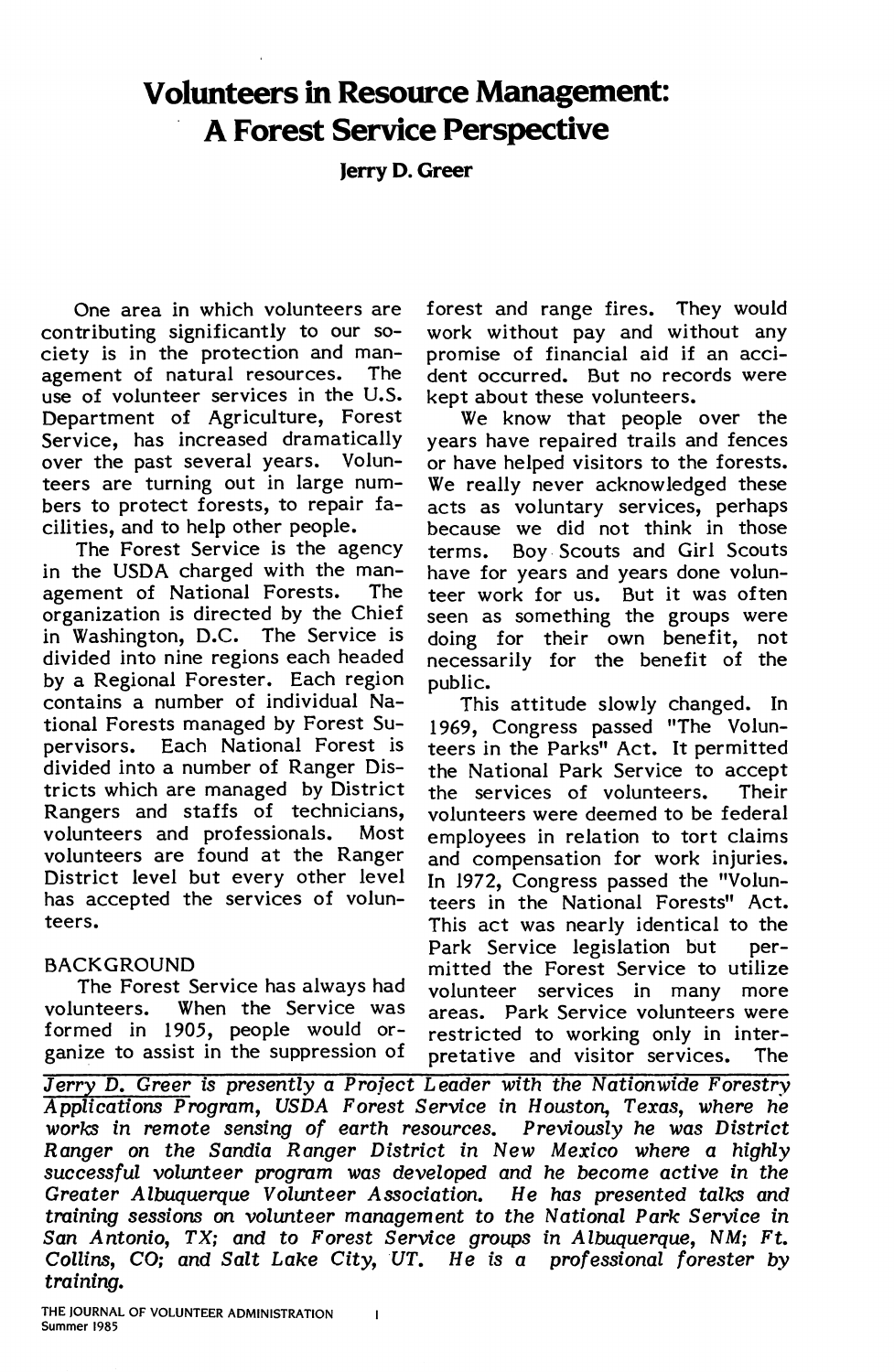# Volunteers in Resource Management: A Forest Service Perspective

**Jerry D. Greer**

One area in which volunteers are contributing significantly to our society is in the protection and management of natural resources. The use of volunteer services in the U.S. Department of Agriculture, Forest Service, has increased dramatically over the past several years. Volunteers are turning out in large numbers to protect forests, to repair facilities, and to help other people.

The Forest Service is the agency in the USDA charged with the management of National Forests. The organization is directed by the Chief in Washington, D.C. The Service is divided into nine regions each headed by a Regional Forester. Each region contains a number of individual National Forests managed by Forest Supervisors. Each National Forest is divided into a number of Ranger Districts which are managed by District Rangers and staffs of technicians, volunteers and professionals. Most volunteers are found at the Ranger District level but every other level has accepted the services of volunteers.

## BACKGROUND

The Forest Service has always had volunteers. When the Service was formed in 1905, people would organize to assist in the suppression of forest and range fires. They would work without pay and without any promise of financial aid if an accident occurred. But no records were kept about these volunteers.

We know that people over the years have repaired trails and fences or have helped visitors to the forests. We really never acknowledged these acts as voluntary services, perhaps because we did not think in those terms. Boy Scouts and Girl Scouts have for years and years done volunteer work for us. But it was often seen as something the groups were doing for their own benefit, not necessarily for the benefit of the public.

This attitude slowly changed. In 1969, Congress passed "The Volunteers in the Parks" Act. It permitted the National Park Service to accept the services of volunteers. Their volunteers were deemed to be federal employees in relation to tort claims and compensation for work injuries. In 1972, Congress passed the "Volunteers in the National Forests" Act. This act was nearly identical to the Park Service legislation but permitted the Forest Service to utilize volunteer services in many more areas. Park Service volunteers were restricted to working only in interpretative and visitor services. The

*Jerry D. Greer is presently a Project Leader with the Nationwide Forestry Applications Program, USDA Forest Service in Houston, Texas, where he works in remote sensing of earth resources. Previously he was District Ranger on the Sandia Ranger District in New Mexico where a highly successful volunteer program was developed and he become active in the Greater Albuquerque Volunteer Association. He has presented talks and training sessions on volunteer management to the National Park Service in San Antonio, TX; and to Forest Service groups in Albuquerque, NM; Ft. Collins, CO; and Salt Lake City, UT. He is a professional forester by training.*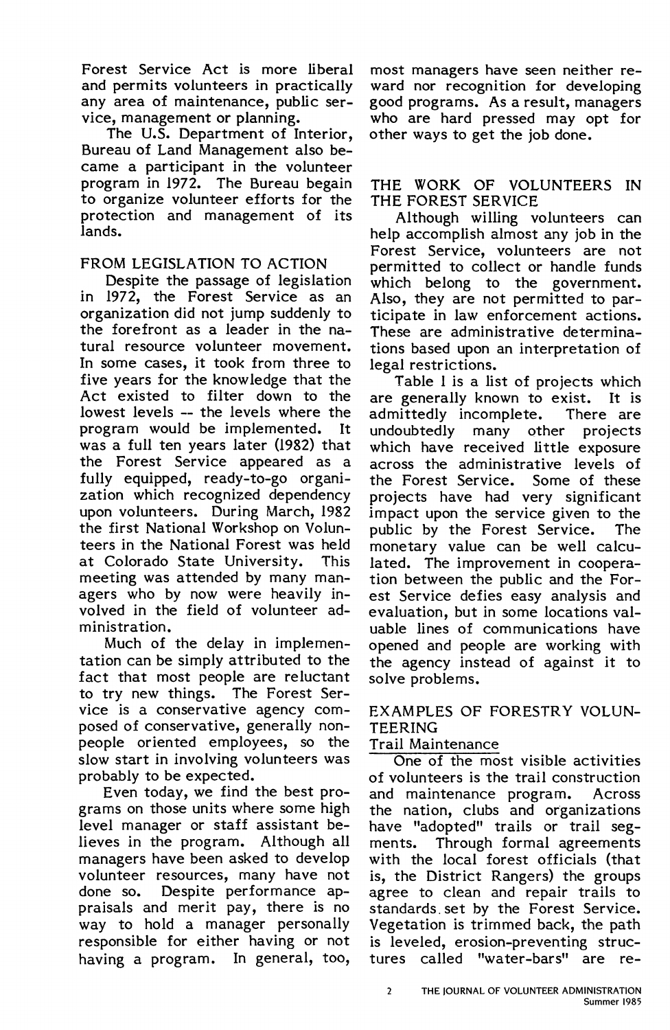Forest Service Act is more liberal and permits volunteers in practically any area of maintenance, public service, management or planning.

The U.S. Department of Interior, Bureau of Land Management also became a participant in the volunteer program in 1972. The Bureau begain to organize volunteer efforts for the protection and management of its lands.

## FROM LEGISLATION TO ACTION

Despite the passage of legislation in 1972, the Forest Service as an organization did not jump suddenly to the forefront as a leader in the natural resource volunteer movement. In some cases, it took from three to five years for the knowledge that the Act existed to filter down to the lowest levels -- the levels where the program would be implemented. It was a full ten years later (1982) that the Forest Service appeared as a fully equipped, ready-to-go organization which recognized dependency upon volunteers. During March, 1982 the first National Workshop on Volunteers in the National Forest was held at Colorado State University. This meeting was attended by many managers who by now were heavily involved in the field of volunteer administration.

Much of the delay in implementation can be simply attributed to the fact that most people are reluctant to try new things. The Forest Service is a conservative agency composed of conservative, generally non-people oriented employees, so the slow start in involving volunteers was probably to be expected.

Even today, we find the best programs on those units where some high level manager or staff assistant believes in the program. Although all managers have been asked to develop volunteer resources, many have not done so. Despite performance appraisals and merit pay, there is no way to hold a manager personally responsible for either having or not having a program. In general, too, most managers have seen neither reward nor recognition for developing good programs. As a result, managers who are hard pressed may opt for other ways to get the job done.

## THE WORK OF VOLUNTEERS IN THE FOREST SERVICE

Although willing volunteers can help accomplish almost any job in the Forest Service, volunteers are not permitted to collect or handle funds which belong to the government. Also, they are not permitted to participate in law enforcement actions. These are administrative determinations based upon an interpretation of legal restrictions.

Table 1 is a list of projects which are generally known to exist. It is admittedly incomplete. There are undoubtedly many other projects which have received little exposure across the administrative levels of the Forest Service. Some of these projects have had very significant impact upon the service given to the public by the Forest Service. The monetary value can be well calculated. The improvement in cooperation between the public and the Forest Service defies easy analysis and evaluation, but in some locations valuable lines of communications have opened and people are working with the agency instead of against it to solve problems.

## EXAMPLES OF FORESTRY VOLUNTEERING

### Trail Maintenance

One of the most visible activities of volunteers is the trail construction and maintenance program. Across the nation, clubs and organizations have "adopted" trails or trail segments. Through formal agreements with the local forest officials (that is, the District Rangers) the groups agree to clean and repair trails to standards set by the Forest Service. Vegetation is trimmed back, the path is leveled, erosion-preventing structures called "water-bars" are re-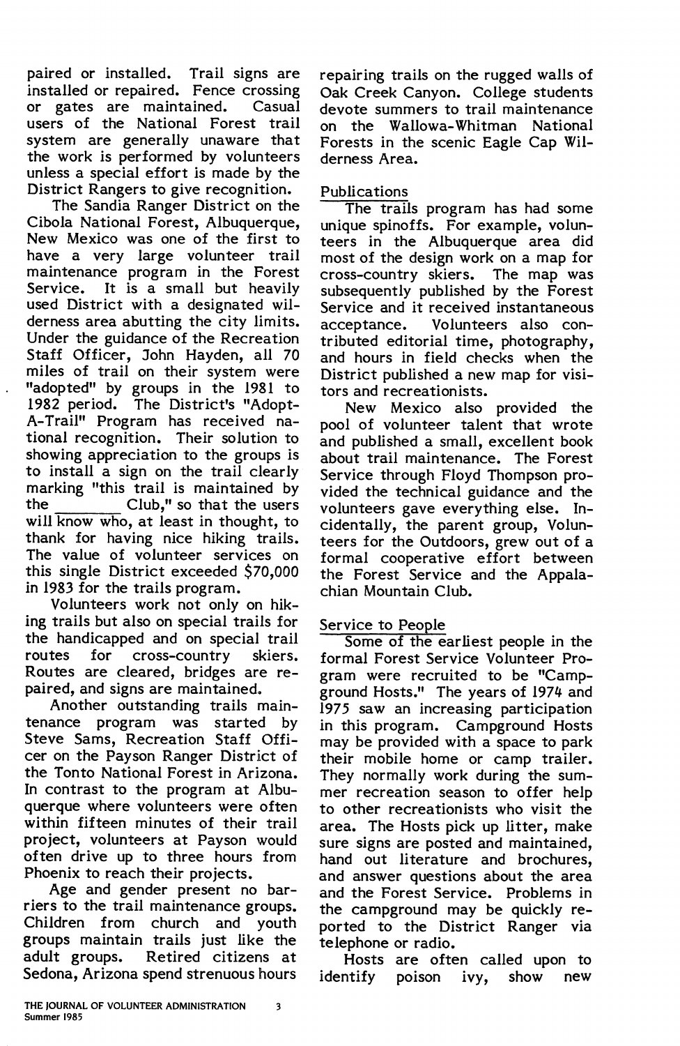paired or installed. Trail signs are installed or repaired. Fence crossing or gates are maintained. Casual users of the National Forest trail system are generally unaware that the work is performed by volunteers unless a special effort is made by the District Rangers to give recognition.

The Sandia Ranger District on the Cibola National Forest, Albuquerque, New Mexico was one of the first to have a very large volunteer trail maintenance program in the Forest Service. It is a small but heavily used District with a designated wilderness area abutting the city limits. Under the guidance of the Recreation Staff Officer, John Hayden, all 70 miles of trail on their system were "adopted" by groups in the 1981 to 1982 period. The District's "Adopt-A-Trail" Program has received national recognition. Their solution to showing appreciation to the groups is to install a sign on the trail clearly marking "this trail is maintained by the ________ Club," so that the users will know who, at least in thought, to thank for having nice hiking trails. The value of volunteer services on this single District exceeded $70,000 in 1983 for the trails program.

Volunteers work not only on hiking trails but also on special trails for the handicapped and on special trail routes for cross-country skiers. Routes are cleared, bridges are repaired, and signs are maintained.

Another outstanding trails maintenance program was started by Steve Sams, Recreation Staff Officer on the Payson Ranger District of the Tonto National Forest in Arizona. In contrast to the program at Albuquerque where volunteers were often within fifteen minutes of their trail project, volunteers at Payson would often drive up to three hours from Phoenix to reach their projects.

Age and gender present no barriers to the trail maintenance groups. Children from church and youth groups maintain trails just like the adult groups. Retired citizens at Sedona, Arizona spend strenuous hours repairing trails on the rugged walls of Oak Creek Canyon. College students devote summers to trail maintenance on the Wallowa-Whitman National Forests in the scenic Eagle Cap Wilderness Area.

## Publications

The trails program has had some unique spinoffs. For example, volunteers in the Albuquerque area did most of the design work on a map for cross-country skiers. The map was subsequently published by the Forest Service and it received instantaneous acceptance. Volunteers also contributed editorial time, photography, and hours in field checks when the District published a new map for visitors and recreationists.

New Mexico also provided the pool of volunteer talent that wrote and published a small, excellent book about trail maintenance. The Forest Service through Floyd Thompson provided the technical guidance and the volunteers gave everything else. Incidentally, the parent group, Volunteers for the Outdoors, grew out of a formal cooperative effort between the Forest Service and the Appalachian Mountain Club.

## Service to People

Some of the earliest people in the formal Forest Service Volunteer Program were recruited to be "Campground Hosts." The years of 1974 and 1975 saw an increasing participation in this program. Campground Hosts may be provided with a space to park their mobile home or camp trailer. They normally work during the summer recreation season to offer help to other recreationists who visit the area. The Hosts pick up litter, make sure signs are posted and maintained, hand out literature and brochures, and answer questions about the area and the Forest Service. Problems in the campground may be quickly reported to the District Ranger via telephone or radio.

Hosts are often called upon to identify poison ivy, show new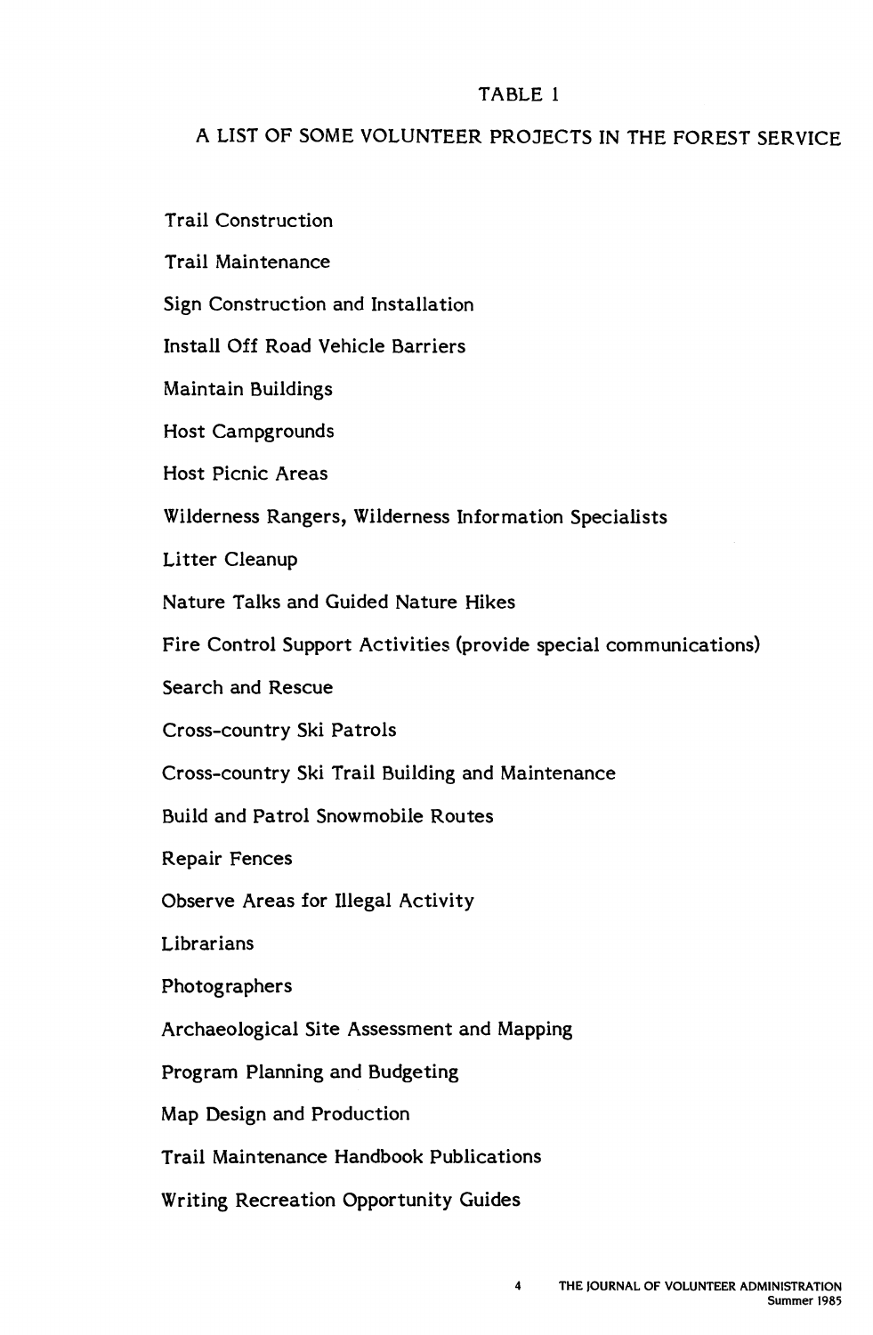## TABLE 1

## A LIST OF SOME VOLUNTEER PROJECTS IN THE FOREST SERVICE

Trail Construction

Trail Maintenance

Sign Construction and Installation

Install Off Road Vehicle Barriers

Maintain Buildings

Host Campgrounds

Host Picnic Areas

Wilderness Rangers, Wilderness Information Specialists

Litter Cleanup

Nature Talks and Guided Nature Hikes

Fire Control Support Activities (provide special communications)

Search and Rescue

Cross-country Ski Patrols

Cross-country Ski Trail Building and Maintenance

Build and Patrol Snowmobile Routes

Repair Fences

Observe Areas for Illegal Activity

Librarians

Photographers

Archaeological Site Assessment and Mapping

Program Planning and Budgeting

Map Design and Production

Trail Maintenance Handbook Publications

Writing Recreation Opportunity Guides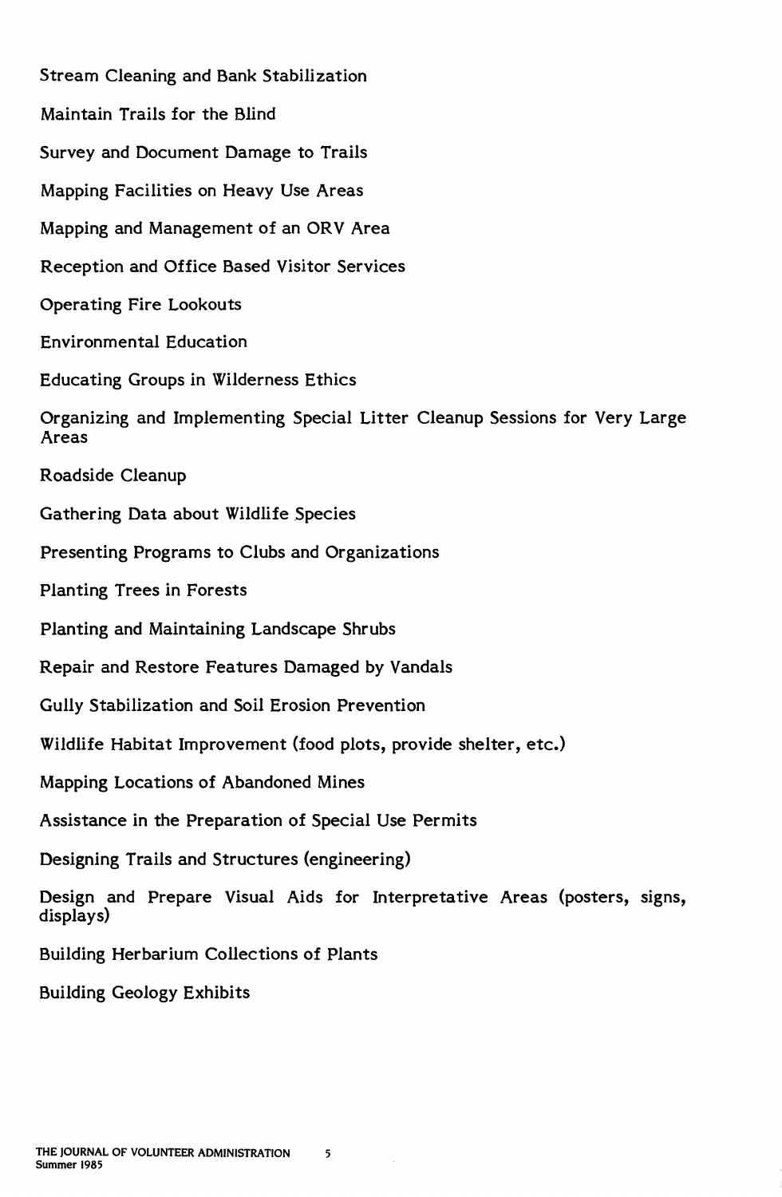Stream Cleaning and Bank Stabilization

Maintain Trails for the Blind

Survey and Document Damage to Trails

Mapping Facilities on Heavy Use Areas

Mapping and Management of an ORV Area

Reception and Office Based Visitor Services

Operating Fire Lookouts

Environmental Education

Educating Groups in Wilderness Ethics

Organizing and Implementing Special Litter Cleanup Sessions for Very Large Areas

Roadside Cleanup

Gathering Data about Wildlife Species

Presenting Programs to Clubs and Organizations

Planting Trees in Forests

Planting and Maintaining Landscape Shrubs

Repair and Restore Features Damaged by Vandals

Gully Stabilization and Soil Erosion Prevention

Wildlife Habitat Improvement (food plots, provide shelter, etc.)

Mapping Locations of Abandoned Mines

Assistance in the Preparation of Special Use Permits

Designing Trails and Structures (engineering)

Design and Prepare Visual Aids for Interpretative Areas (posters, signs, displays)

Building Herbarium Collections of Plants

Building Geology Exhibits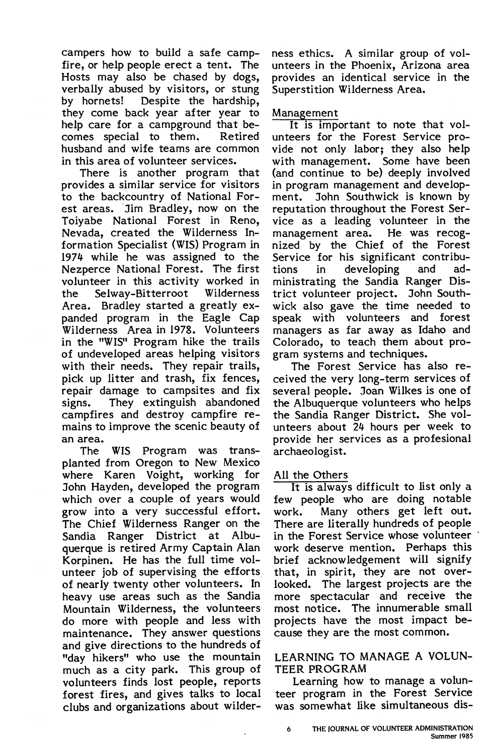campers how to build a safe campfire, or help people erect a tent. The Hosts may also be chased by dogs, verbally abused by visitors, or stung by hornets! Despite the hardship, they come back year after year to help care for a campground that becomes special to them. Retired husband and wife teams are common in this area of volunteer services.

There is another program that provides a similar service for visitors to the backcountry of National Forest areas. Jim Bradley, now on the Toiyabe National Forest in Reno, Nevada, created the Wilderness Information Specialist (WIS) Program in 1974 while he was assigned to the Nezperce National Forest. The first volunteer in this activity worked in the Selway-Bitterroot Wilderness Area. Bradley started a greatly expanded program in the Eagle Cap Wilderness Area in 1978. Volunteers in the "WIS" Program hike the trails of undeveloped areas helping visitors with their needs. They repair trails, pick up litter and trash, fix fences, repair damage to campsites and fix signs. They extinguish abandoned campfires and destroy campfire remains to improve the scenic beauty of an area.

The WIS Program was transplanted from Oregon to New Mexico where Karen Voight, working for John Hayden, developed the program which over a couple of years would grow into a very successful effort. The Chief Wilderness Ranger on the Sandia Ranger District at Albuquerque is retired Army Captain Alan Korpinen. He has the full time volunteer job of supervising the efforts of nearly twenty other volunteers. In heavy use areas such as the Sandia Mountain Wilderness, the volunteers do more with people and less with maintenance. They answer questions and give directions to the hundreds of "day hikers" who use the mountain much as a city park. This group of volunteers finds lost people, reports forest fires, and gives talks to local clubs and organizations about wilderness ethics. A similar group of volunteers in the Phoenix, Arizona area provides an identical service in the Superstition Wilderness Area.

### Management

It is important to note that volunteers for the Forest Service provide not only labor; they also help with management. Some have been (and continue to be) deeply involved in program management and development. John Southwick is known by reputation throughout the Forest Service as a leading volunteer in the management area. He was recognized by the Chief of the Forest Service for his significant contributions in developing and administrating the Sandia Ranger District volunteer project. John Southwick also gave the time needed to speak with volunteers and forest managers as far away as Idaho and Colorado, to teach them about program systems and techniques.

The Forest Service has also received the very long-term services of several people. Joan Wilkes is one of the Albuquerque volunteers who helps the Sandia Ranger District. She volunteers about 24 hours per week to provide her services as a profesional archaeologist.

### All the Others

It is always difficult to list only a few people who are doing notable work. Many others get left out. There are literally hundreds of people in the Forest Service whose volunteer work deserve mention. Perhaps this brief acknowledgement will signify that, in spirit, they are not overlooked. The largest projects are the more spectacular and receive the most notice. The innumerable small projects have the most impact because they are the most common.

## LEARNING TO MANAGE A VOLUNTEER PROGRAM

Learning how to manage a volunteer program in the Forest Service was somewhat like simultaneous dis-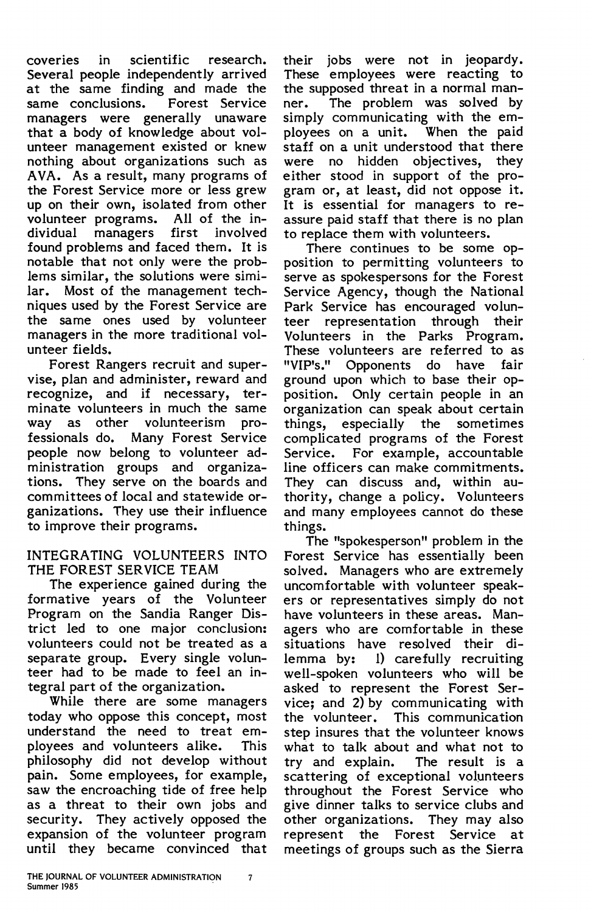coveries in scientific research. Several people independently arrived at the same finding and made the same conclusions. Forest Service managers were generally unaware that a body of knowledge about volunteer management existed or knew nothing about organizations such as AVA. As a result, many programs of the Forest Service more or less grew up on their own, isolated from other volunteer programs. All of the individual managers first involved found problems and faced them. It is notable that not only were the problems similar, the solutions were similar. Most of the management techniques used by the Forest Service are the same ones used by volunteer managers in the more traditional volunteer fields.

Forest Rangers recruit and supervise, plan and administer, reward and recognize, and if necessary, terminate volunteers in much the same way as other volunteerism professionals do. Many Forest Service people now belong to volunteer administration groups and organizations. They serve on the boards and committees of local and statewide organizations. They use their influence to improve their programs.

## INTEGRATING VOLUNTEERS INTO THE FOREST SERVICE TEAM

The experience gained during the formative years of the Volunteer Program on the Sandia Ranger District led to one major conclusion: volunteers could not be treated as a separate group. Every single volunteer had to be made to feel an integral part of the organization.

While there are some managers today who oppose this concept, most understand the need to treat employees and volunteers alike. This philosophy did not develop without pain. Some employees, for example, saw the encroaching tide of free help as a threat to their own jobs and security. They actively opposed the expansion of the volunteer program until they became convinced that their jobs were not in jeopardy. These employees were reacting to the supposed threat in a normal manner. The problem was solved by simply communicating with the employees on a unit. When the paid staff on a unit understood that there were no hidden objectives, they either stood in support of the program or, at least, did not oppose it. It is essential for managers to reassure paid staff that there is no plan to replace them with volunteers.

There continues to be some opposition to permitting volunteers to serve as spokespersons for the Forest Service Agency, though the National Park Service has encouraged volunteer representation through their Volunteers in the Parks Program. These volunteers are referred to as "VIP's." Opponents do have fair ground upon which to base their opposition. Only certain people in an organization can speak about certain things, especially the sometimes complicated programs of the Forest Service. For example, accountable line officers can make commitments. They can discuss and, within authority, change a policy. Volunteers and many employees cannot do these things.

The "spokesperson" problem in the Forest Service has essentially been solved. Managers who are extremely uncomfortable with volunteer speakers or representatives simply do not have volunteers in these areas. Managers who are comfortable in these situations have resolved their dilemma by: 1) carefully recruiting well-spoken volunteers who will be asked to represent the Forest Service; and 2) by communicating with the volunteer. This communication step insures that the volunteer knows what to talk about and what not to try and explain. The result is a scattering of exceptional volunteers throughout the Forest Service who give dinner talks to service clubs and other organizations. They may also represent the Forest Service at meetings of groups such as the Sierra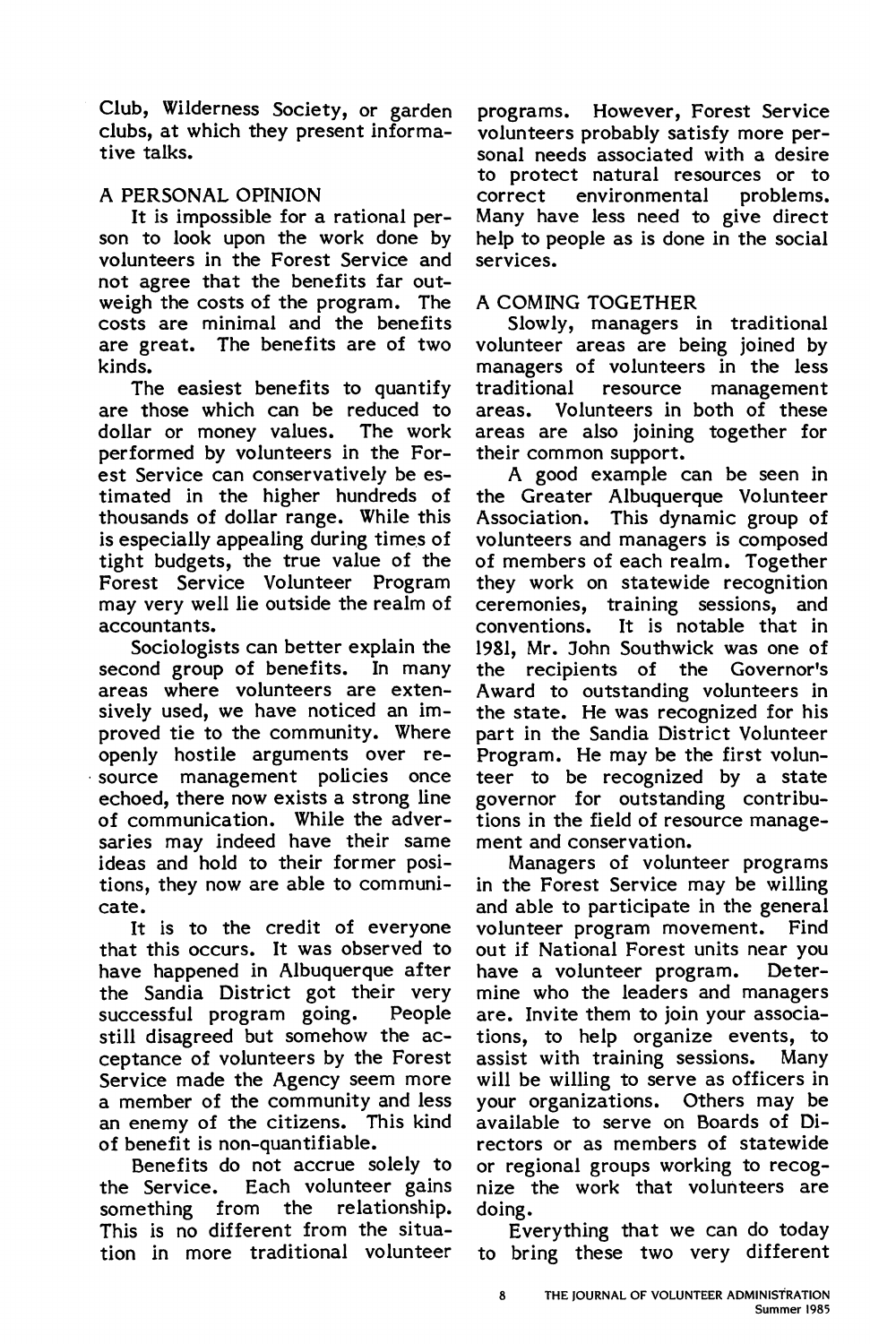Club, Wilderness Society, or garden clubs, at which they present informative talks.

## A PERSONAL OPINION

It is impossible for a rational person to look upon the work done by volunteers in the Forest Service and not agree that the benefits far outweigh the costs of the program. The costs are minimal and the benefits are great. The benefits are of two kinds.

The easiest benefits to quantify are those which can be reduced to dollar or money values. The work performed by volunteers in the Forest Service can conservatively be estimated in the higher hundreds of thousands of dollar range. While this is especially appealing during times of tight budgets, the true value of the Forest Service Volunteer Program may very well lie outside the realm of accountants.

Sociologists can better explain the second group of benefits. In many areas where volunteers are extensively used, we have noticed an improved tie to the community. Where openly hostile arguments over resource management policies once echoed, there now exists a strong line of communication. While the adversaries may indeed have their same ideas and hold to their former positions, they now are able to communicate.

It is to the credit of everyone that this occurs. It was observed to have happened in Albuquerque after the Sandia District got their very successful program going. People still disagreed but somehow the acceptance of volunteers by the Forest Service made the Agency seem more a member of the community and less an enemy of the citizens. This kind of benefit is non-quantifiable.

Benefits do not accrue solely to the Service. Each volunteer gains something from the relationship. This is no different from the situation in more traditional volunteer programs. However, Forest Service volunteers probably satisfy more personal needs associated with a desire to protect natural resources or to correct environmental problems. Many have less need to give direct help to people as is done in the social services.

## A COMING TOGETHER

Slowly, managers in traditional volunteer areas are being joined by managers of volunteers in the less traditional resource management areas. Volunteers in both of these areas are also joining together for their common support.

A good example can be seen in the Greater Albuquerque Volunteer Association. This dynamic group of volunteers and managers is composed of members of each realm. Together they work on statewide recognition ceremonies, training sessions, and conventions. It is notable that in 1981, Mr. John Southwick was one of the recipients of the Governor's Award to outstanding volunteers in the state. He was recognized for his part in the Sandia District Volunteer Program. He may be the first volunteer to be recognized by a state governor for outstanding contributions in the field of resource management and conservation.

Managers of volunteer programs in the Forest Service may be willing and able to participate in the general volunteer program movement. Find out if National Forest units near you have a volunteer program. Determine who the leaders and managers are. Invite them to join your associations, to help organize events, to assist with training sessions. Many will be willing to serve as officers in your organizations. Others may be available to serve on Boards of Directors or as members of statewide or regional groups working to recognize the work that volunteers are doing.

Everything that we can do today to bring these two very different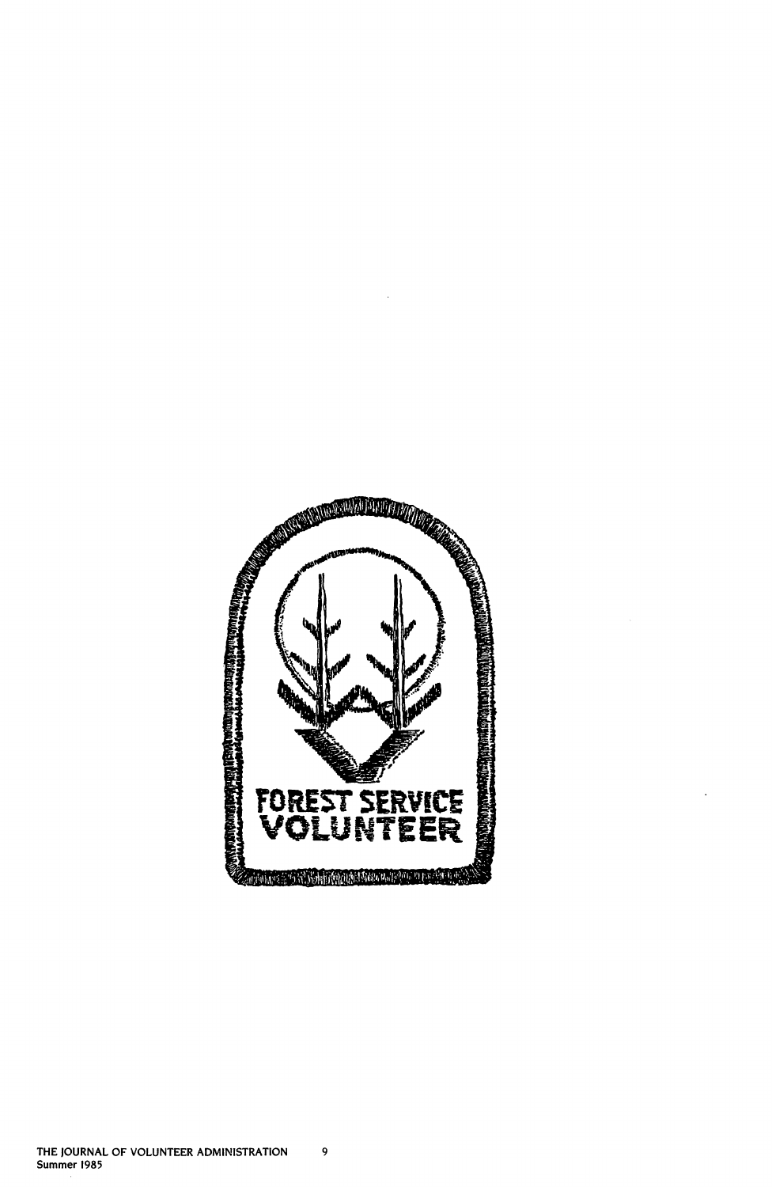FOREST SERVICE VOLUNTEER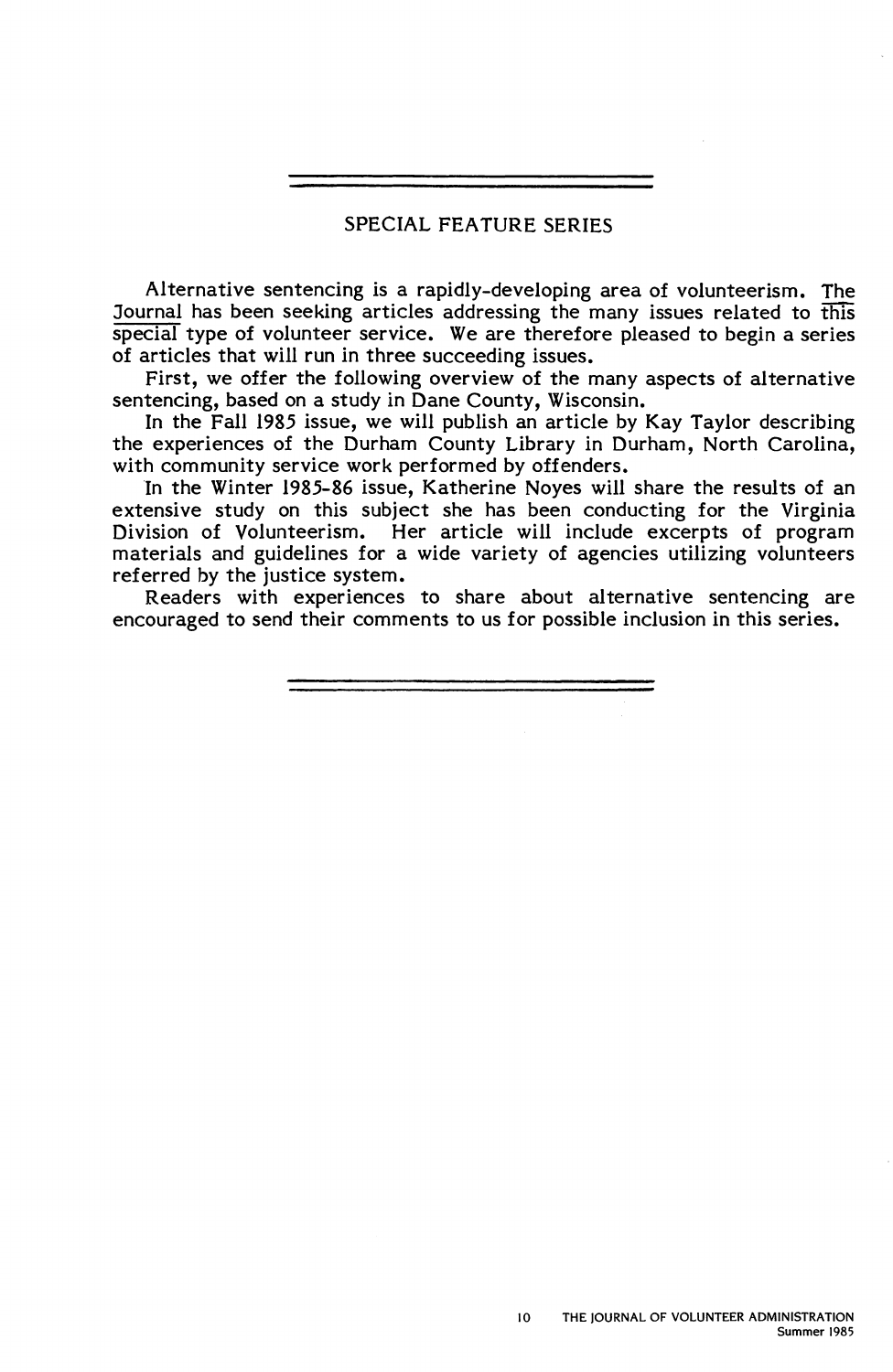## SPECIAL FEATURE SERIES

Alternative sentencing is a rapidly-developing area of volunteerism. *The Journal* has been seeking articles addressing the many issues related to *this special* type of volunteer service. We are therefore pleased to begin a series of articles that will run in three succeeding issues.

First, we offer the following overview of the many aspects of alternative sentencing, based on a study in Dane County, Wisconsin.

In the Fall 1985 issue, we will publish an article by Kay Taylor describing the experiences of the Durham County Library in Durham, North Carolina, with community service work performed by offenders.

In the Winter 1985-86 issue, Katherine Noyes will share the results of an extensive study on this subject she has been conducting for the Virginia Division of Volunteerism. Her article will include excerpts of program materials and guidelines for a wide variety of agencies utilizing volunteers referred by the justice system.

Readers with experiences to share about alternative sentencing are encouraged to send their comments to us for possible inclusion in this series.